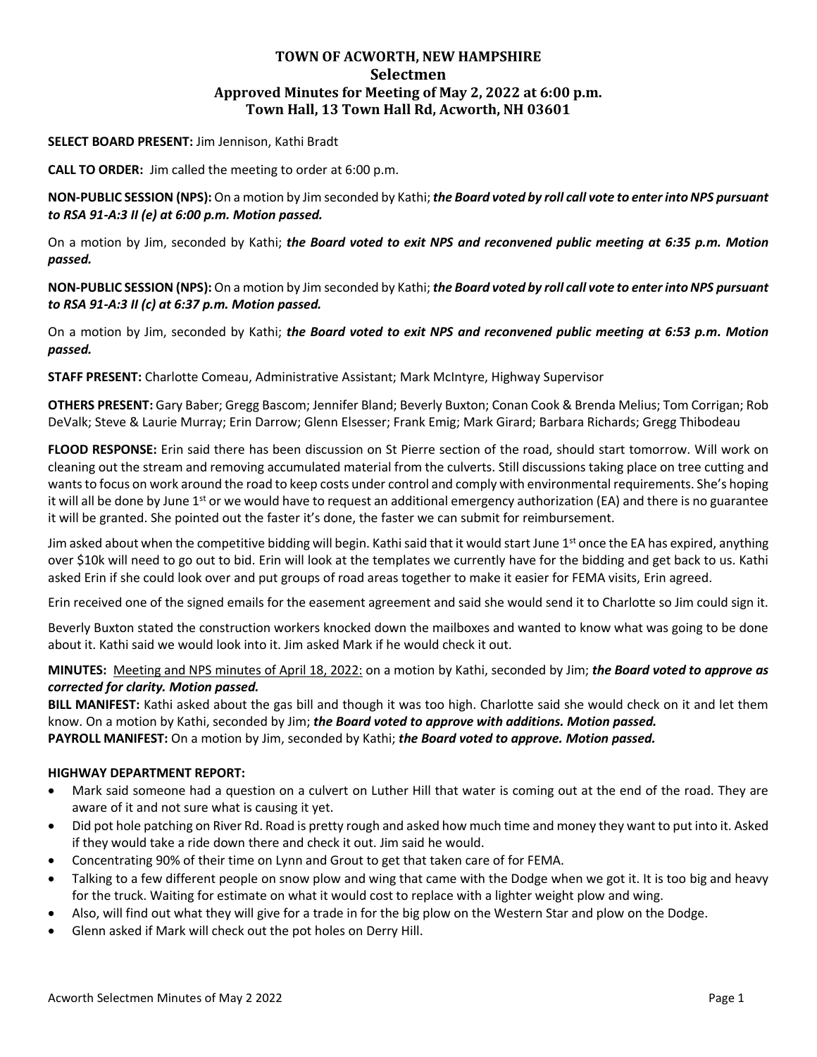# TOWN OF ACWORTH, NEW HAMPSHIRE
## Selectmen
## Approved Minutes for Meeting of May 2, 2022 at 6:00 p.m.
## Town Hall, 13 Town Hall Rd, Acworth, NH 03601

**SELECT BOARD PRESENT:** Jim Jennison, Kathi Bradt

**CALL TO ORDER:** Jim called the meeting to order at 6:00 p.m.

**NON-PUBLIC SESSION (NPS):** On a motion by Jim seconded by Kathi; ***the Board voted by roll call vote to enter into NPS pursuant to RSA 91-A:3 II (e) at 6:00 p.m. Motion passed.***

On a motion by Jim, seconded by Kathi; ***the Board voted to exit NPS and reconvened public meeting at 6:35 p.m. Motion passed.***

**NON-PUBLIC SESSION (NPS):** On a motion by Jim seconded by Kathi; ***the Board voted by roll call vote to enter into NPS pursuant to RSA 91-A:3 II (c) at 6:37 p.m. Motion passed.***

On a motion by Jim, seconded by Kathi; ***the Board voted to exit NPS and reconvened public meeting at 6:53 p.m. Motion passed.***

**STAFF PRESENT:** Charlotte Comeau, Administrative Assistant; Mark McIntyre, Highway Supervisor

**OTHERS PRESENT:** Gary Baber; Gregg Bascom; Jennifer Bland; Beverly Buxton; Conan Cook & Brenda Melius; Tom Corrigan; Rob DeValk; Steve & Laurie Murray; Erin Darrow; Glenn Elsesser; Frank Emig; Mark Girard; Barbara Richards; Gregg Thibodeau

**FLOOD RESPONSE:** Erin said there has been discussion on St Pierre section of the road, should start tomorrow. Will work on cleaning out the stream and removing accumulated material from the culverts. Still discussions taking place on tree cutting and wants to focus on work around the road to keep costs under control and comply with environmental requirements. She's hoping it will all be done by June 1st or we would have to request an additional emergency authorization (EA) and there is no guarantee it will be granted. She pointed out the faster it's done, the faster we can submit for reimbursement.

Jim asked about when the competitive bidding will begin. Kathi said that it would start June 1st once the EA has expired, anything over $10k will need to go out to bid. Erin will look at the templates we currently have for the bidding and get back to us. Kathi asked Erin if she could look over and put groups of road areas together to make it easier for FEMA visits, Erin agreed.

Erin received one of the signed emails for the easement agreement and said she would send it to Charlotte so Jim could sign it.

Beverly Buxton stated the construction workers knocked down the mailboxes and wanted to know what was going to be done about it. Kathi said we would look into it. Jim asked Mark if he would check it out.

**MINUTES:** Meeting and NPS minutes of April 18, 2022: on a motion by Kathi, seconded by Jim; ***the Board voted to approve as corrected for clarity. Motion passed.***

**BILL MANIFEST:** Kathi asked about the gas bill and though it was too high. Charlotte said she would check on it and let them know. On a motion by Kathi, seconded by Jim; ***the Board voted to approve with additions. Motion passed.***

**PAYROLL MANIFEST:** On a motion by Jim, seconded by Kathi; ***the Board voted to approve. Motion passed.***

**HIGHWAY DEPARTMENT REPORT:**

- Mark said someone had a question on a culvert on Luther Hill that water is coming out at the end of the road. They are aware of it and not sure what is causing it yet.
- Did pot hole patching on River Rd. Road is pretty rough and asked how much time and money they want to put into it. Asked if they would take a ride down there and check it out. Jim said he would.
- Concentrating 90% of their time on Lynn and Grout to get that taken care of for FEMA.
- Talking to a few different people on snow plow and wing that came with the Dodge when we got it. It is too big and heavy for the truck. Waiting for estimate on what it would cost to replace with a lighter weight plow and wing.
- Also, will find out what they will give for a trade in for the big plow on the Western Star and plow on the Dodge.
- Glenn asked if Mark will check out the pot holes on Derry Hill.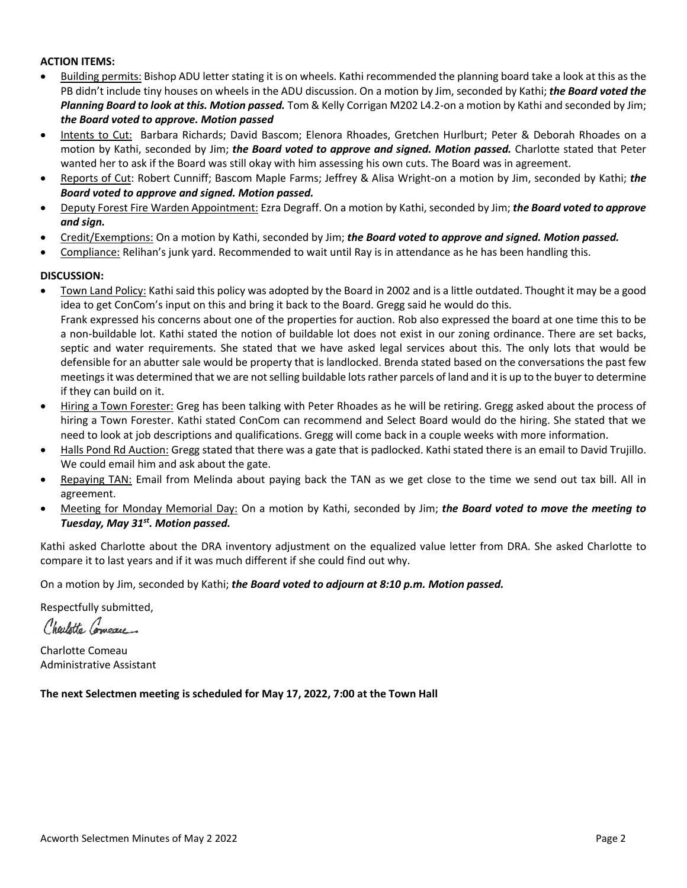**ACTION ITEMS:**

- Building permits: Bishop ADU letter stating it is on wheels. Kathi recommended the planning board take a look at this as the PB didn't include tiny houses on wheels in the ADU discussion. On a motion by Jim, seconded by Kathi; ***the Board voted the Planning Board to look at this. Motion passed.*** Tom & Kelly Corrigan M202 L4.2-on a motion by Kathi and seconded by Jim; ***the Board voted to approve. Motion passed***
- Intents to Cut: Barbara Richards; David Bascom; Elenora Rhoades, Gretchen Hurlburt; Peter & Deborah Rhoades on a motion by Kathi, seconded by Jim; ***the Board voted to approve and signed. Motion passed.*** Charlotte stated that Peter wanted her to ask if the Board was still okay with him assessing his own cuts. The Board was in agreement.
- Reports of Cut: Robert Cunniff; Bascom Maple Farms; Jeffrey & Alisa Wright-on a motion by Jim, seconded by Kathi; ***the Board voted to approve and signed. Motion passed.***
- Deputy Forest Fire Warden Appointment: Ezra Degraff. On a motion by Kathi, seconded by Jim; ***the Board voted to approve and sign.***
- Credit/Exemptions: On a motion by Kathi, seconded by Jim; ***the Board voted to approve and signed. Motion passed.***
- Compliance: Relihan's junk yard. Recommended to wait until Ray is in attendance as he has been handling this.

**DISCUSSION:**

- Town Land Policy: Kathi said this policy was adopted by the Board in 2002 and is a little outdated. Thought it may be a good idea to get ConCom's input on this and bring it back to the Board. Gregg said he would do this.
  Frank expressed his concerns about one of the properties for auction. Rob also expressed the board at one time this to be a non-buildable lot. Kathi stated the notion of buildable lot does not exist in our zoning ordinance. There are set backs, septic and water requirements. She stated that we have asked legal services about this. The only lots that would be defensible for an abutter sale would be property that is landlocked. Brenda stated based on the conversations the past few meetings it was determined that we are not selling buildable lots rather parcels of land and it is up to the buyer to determine if they can build on it.
- Hiring a Town Forester: Greg has been talking with Peter Rhoades as he will be retiring. Gregg asked about the process of hiring a Town Forester. Kathi stated ConCom can recommend and Select Board would do the hiring. She stated that we need to look at job descriptions and qualifications. Gregg will come back in a couple weeks with more information.
- Halls Pond Rd Auction: Gregg stated that there was a gate that is padlocked. Kathi stated there is an email to David Trujillo. We could email him and ask about the gate.
- Repaying TAN: Email from Melinda about paying back the TAN as we get close to the time we send out tax bill. All in agreement.
- Meeting for Monday Memorial Day: On a motion by Kathi, seconded by Jim; ***the Board voted to move the meeting to Tuesday, May 31st. Motion passed.***

Kathi asked Charlotte about the DRA inventory adjustment on the equalized value letter from DRA. She asked Charlotte to compare it to last years and if it was much different if she could find out why.

On a motion by Jim, seconded by Kathi; ***the Board voted to adjourn at 8:10 p.m. Motion passed.***

Respectfully submitted,

Charlotte Comeau

Charlotte Comeau
Administrative Assistant

**The next Selectmen meeting is scheduled for May 17, 2022, 7:00 at the Town Hall**